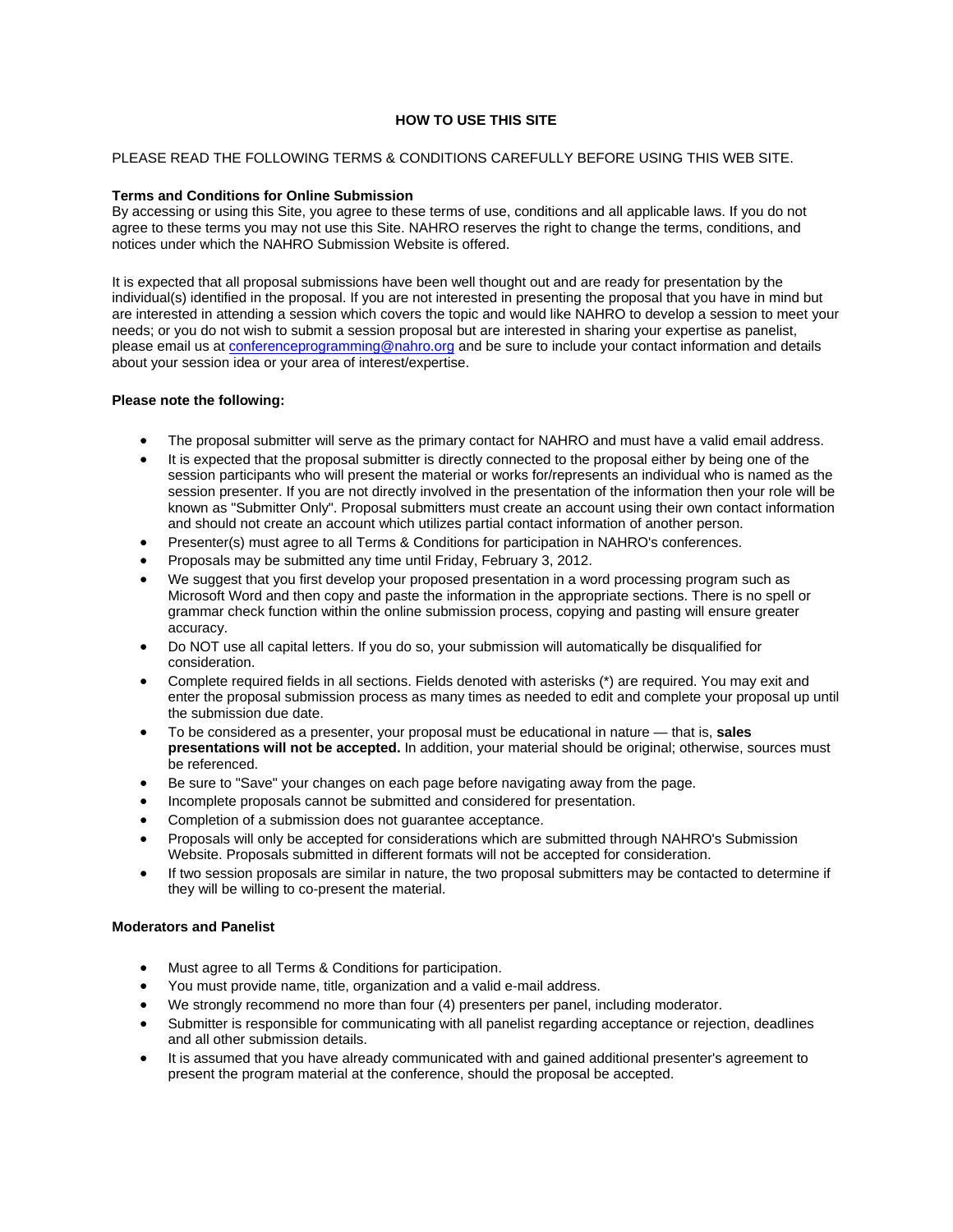# HOW TO USE THIS SITE

PLEASE READ THE FOLLOWING TERMS & CONDITIONS CAREFULLY BEFORE USING THIS WEB SITE.

**Terms and Conditions for Online Submission**

By accessing or using this Site, you agree to these terms of use, conditions and all applicable laws. If you do not agree to these terms you may not use this Site. NAHRO reserves the right to change the terms, conditions, and notices under which the NAHRO Submission Website is offered.

It is expected that all proposal submissions have been well thought out and are ready for presentation by the individual(s) identified in the proposal. If you are not interested in presenting the proposal that you have in mind but are interested in attending a session which covers the topic and would like NAHRO to develop a session to meet your needs; or you do not wish to submit a session proposal but are interested in sharing your expertise as panelist, please email us at conferenceprogramming@nahro.org and be sure to include your contact information and details about your session idea or your area of interest/expertise.

**Please note the following:**

- The proposal submitter will serve as the primary contact for NAHRO and must have a valid email address.
- It is expected that the proposal submitter is directly connected to the proposal either by being one of the session participants who will present the material or works for/represents an individual who is named as the session presenter. If you are not directly involved in the presentation of the information then your role will be known as "Submitter Only". Proposal submitters must create an account using their own contact information and should not create an account which utilizes partial contact information of another person.
- Presenter(s) must agree to all Terms & Conditions for participation in NAHRO's conferences.
- Proposals may be submitted any time until Friday, February 3, 2012.
- We suggest that you first develop your proposed presentation in a word processing program such as Microsoft Word and then copy and paste the information in the appropriate sections. There is no spell or grammar check function within the online submission process, copying and pasting will ensure greater accuracy.
- Do NOT use all capital letters. If you do so, your submission will automatically be disqualified for consideration.
- Complete required fields in all sections. Fields denoted with asterisks (*) are required. You may exit and enter the proposal submission process as many times as needed to edit and complete your proposal up until the submission due date.
- To be considered as a presenter, your proposal must be educational in nature — that is, **sales presentations will not be accepted.** In addition, your material should be original; otherwise, sources must be referenced.
- Be sure to "Save" your changes on each page before navigating away from the page.
- Incomplete proposals cannot be submitted and considered for presentation.
- Completion of a submission does not guarantee acceptance.
- Proposals will only be accepted for considerations which are submitted through NAHRO's Submission Website. Proposals submitted in different formats will not be accepted for consideration.
- If two session proposals are similar in nature, the two proposal submitters may be contacted to determine if they will be willing to co-present the material.

**Moderators and Panelist**

- Must agree to all Terms & Conditions for participation.
- You must provide name, title, organization and a valid e-mail address.
- We strongly recommend no more than four (4) presenters per panel, including moderator.
- Submitter is responsible for communicating with all panelist regarding acceptance or rejection, deadlines and all other submission details.
- It is assumed that you have already communicated with and gained additional presenter's agreement to present the program material at the conference, should the proposal be accepted.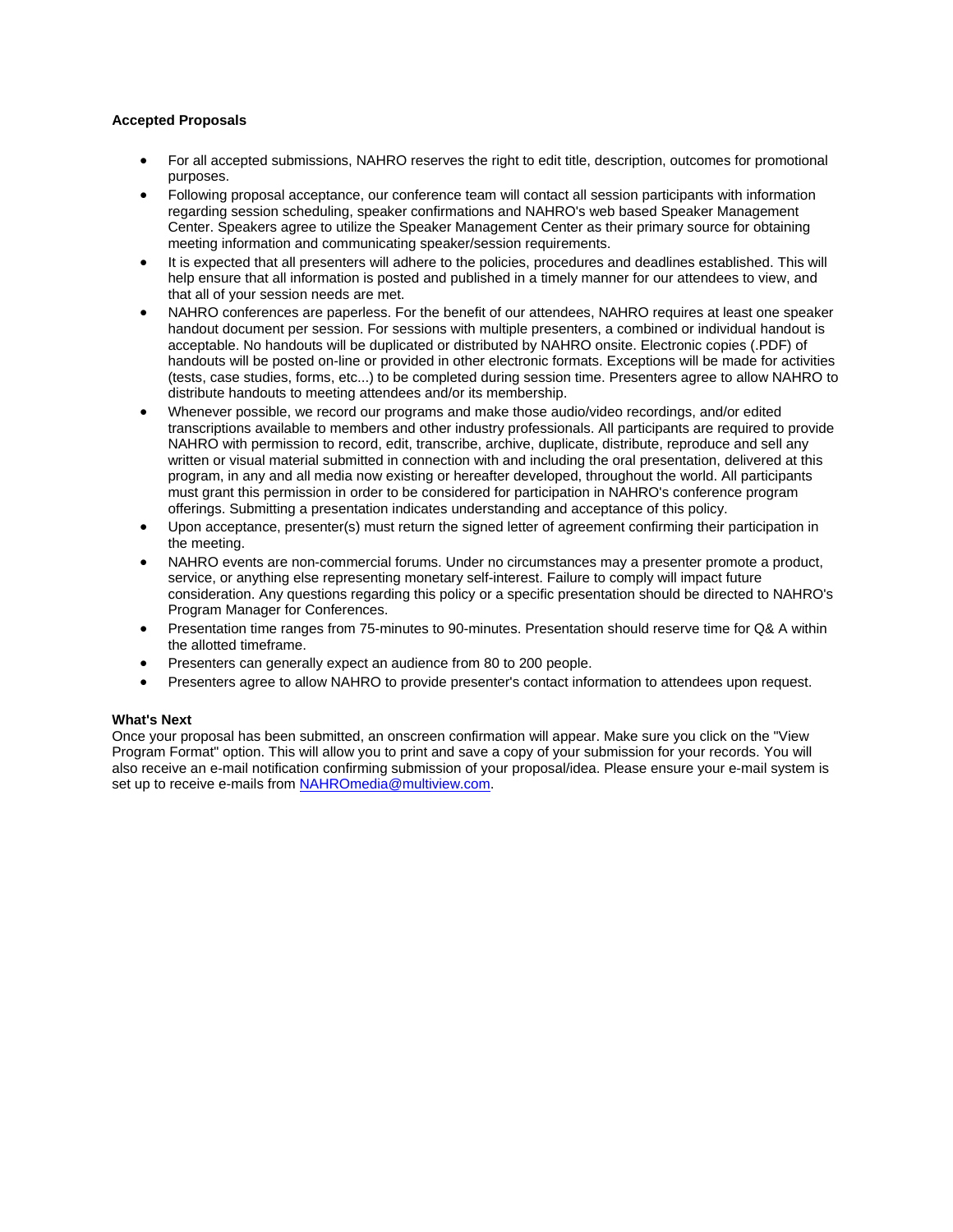**Accepted Proposals**

- For all accepted submissions, NAHRO reserves the right to edit title, description, outcomes for promotional purposes.
- Following proposal acceptance, our conference team will contact all session participants with information regarding session scheduling, speaker confirmations and NAHRO's web based Speaker Management Center. Speakers agree to utilize the Speaker Management Center as their primary source for obtaining meeting information and communicating speaker/session requirements.
- It is expected that all presenters will adhere to the policies, procedures and deadlines established. This will help ensure that all information is posted and published in a timely manner for our attendees to view, and that all of your session needs are met.
- NAHRO conferences are paperless. For the benefit of our attendees, NAHRO requires at least one speaker handout document per session. For sessions with multiple presenters, a combined or individual handout is acceptable. No handouts will be duplicated or distributed by NAHRO onsite. Electronic copies (.PDF) of handouts will be posted on-line or provided in other electronic formats. Exceptions will be made for activities (tests, case studies, forms, etc...) to be completed during session time. Presenters agree to allow NAHRO to distribute handouts to meeting attendees and/or its membership.
- Whenever possible, we record our programs and make those audio/video recordings, and/or edited transcriptions available to members and other industry professionals. All participants are required to provide NAHRO with permission to record, edit, transcribe, archive, duplicate, distribute, reproduce and sell any written or visual material submitted in connection with and including the oral presentation, delivered at this program, in any and all media now existing or hereafter developed, throughout the world. All participants must grant this permission in order to be considered for participation in NAHRO's conference program offerings. Submitting a presentation indicates understanding and acceptance of this policy.
- Upon acceptance, presenter(s) must return the signed letter of agreement confirming their participation in the meeting.
- NAHRO events are non-commercial forums. Under no circumstances may a presenter promote a product, service, or anything else representing monetary self-interest. Failure to comply will impact future consideration. Any questions regarding this policy or a specific presentation should be directed to NAHRO's Program Manager for Conferences.
- Presentation time ranges from 75-minutes to 90-minutes. Presentation should reserve time for Q& A within the allotted timeframe.
- Presenters can generally expect an audience from 80 to 200 people.
- Presenters agree to allow NAHRO to provide presenter's contact information to attendees upon request.

**What's Next**

Once your proposal has been submitted, an onscreen confirmation will appear. Make sure you click on the "View Program Format" option. This will allow you to print and save a copy of your submission for your records. You will also receive an e-mail notification confirming submission of your proposal/idea. Please ensure your e-mail system is set up to receive e-mails from NAHROmedia@multiview.com.